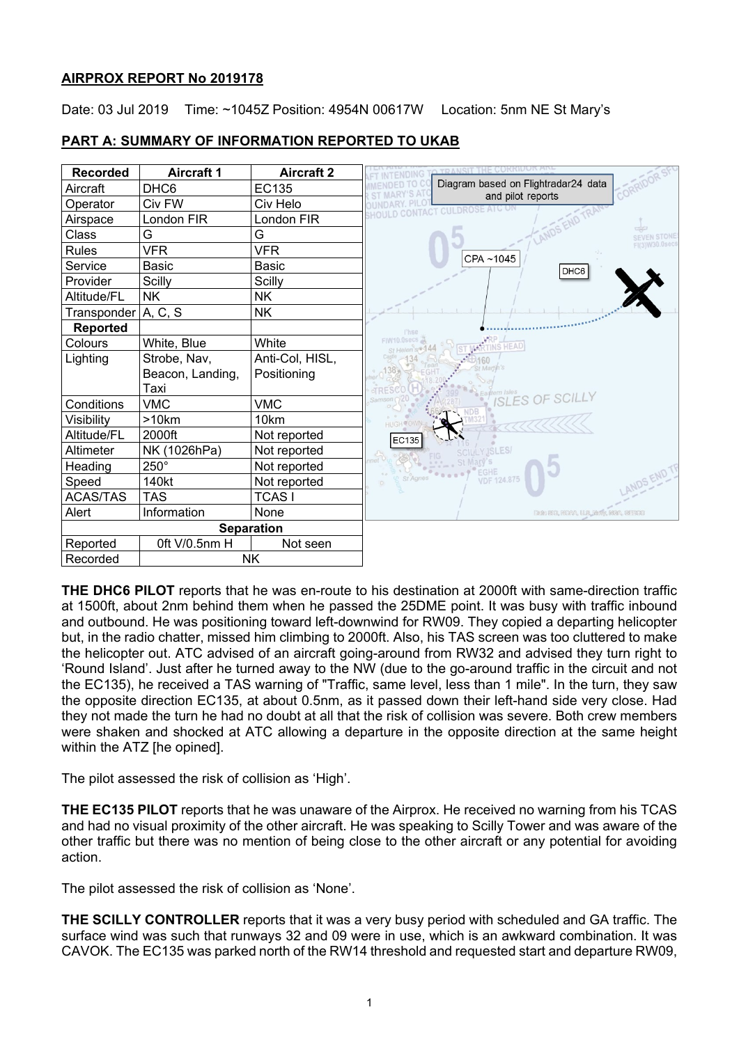**AIRPROX REPORT No 2019178**

Date: 03 Jul 2019 Time: ~1045Z Position: 4954N 00617W Location: 5nm NE St Mary's

**PART A: SUMMARY OF INFORMATION REPORTED TO UKAB**

| Recorded | Aircraft 1 | Aircraft 2 |
|---|---|---|
| Aircraft | DHC6 | EC135 |
| Operator | Civ FW | Civ Helo |
| Airspace | London FIR | London FIR |
| Class | G | G |
| Rules | VFR | VFR |
| Service | Basic | Basic |
| Provider | Scilly | Scilly |
| Altitude/FL | NK | NK |
| Transponder | A, C, S | NK |
| **Reported** | | |
| Colours | White, Blue | White |
| Lighting | Strobe, Nav, Beacon, Landing, Taxi | Anti-Col, HISL, Positioning |
| Conditions | VMC | VMC |
| Visibility | >10km | 10km |
| Altitude/FL | 2000ft | Not reported |
| Altimeter | NK (1026hPa) | Not reported |
| Heading | 250° | Not reported |
| Speed | 140kt | Not reported |
| ACAS/TAS | TAS | TCAS I |
| Alert | Information | None |
| **Separation** | | |
| Reported | 0ft V/0.5nm H | Not seen |
| Recorded | NK | |

Diagram based on Flightradar24 data and pilot reports

**THE DHC6 PILOT** reports that he was en-route to his destination at 2000ft with same-direction traffic at 1500ft, about 2nm behind them when he passed the 25DME point. It was busy with traffic inbound and outbound. He was positioning toward left-downwind for RW09. They copied a departing helicopter but, in the radio chatter, missed him climbing to 2000ft. Also, his TAS screen was too cluttered to make the helicopter out. ATC advised of an aircraft going-around from RW32 and advised they turn right to 'Round Island'. Just after he turned away to the NW (due to the go-around traffic in the circuit and not the EC135), he received a TAS warning of "Traffic, same level, less than 1 mile". In the turn, they saw the opposite direction EC135, at about 0.5nm, as it passed down their left-hand side very close. Had they not made the turn he had no doubt at all that the risk of collision was severe. Both crew members were shaken and shocked at ATC allowing a departure in the opposite direction at the same height within the ATZ [he opined].

The pilot assessed the risk of collision as 'High'.

**THE EC135 PILOT** reports that he was unaware of the Airprox. He received no warning from his TCAS and had no visual proximity of the other aircraft. He was speaking to Scilly Tower and was aware of the other traffic but there was no mention of being close to the other aircraft or any potential for avoiding action.

The pilot assessed the risk of collision as 'None'.

**THE SCILLY CONTROLLER** reports that it was a very busy period with scheduled and GA traffic. The surface wind was such that runways 32 and 09 were in use, which is an awkward combination. It was CAVOK. The EC135 was parked north of the RW14 threshold and requested start and departure RW09,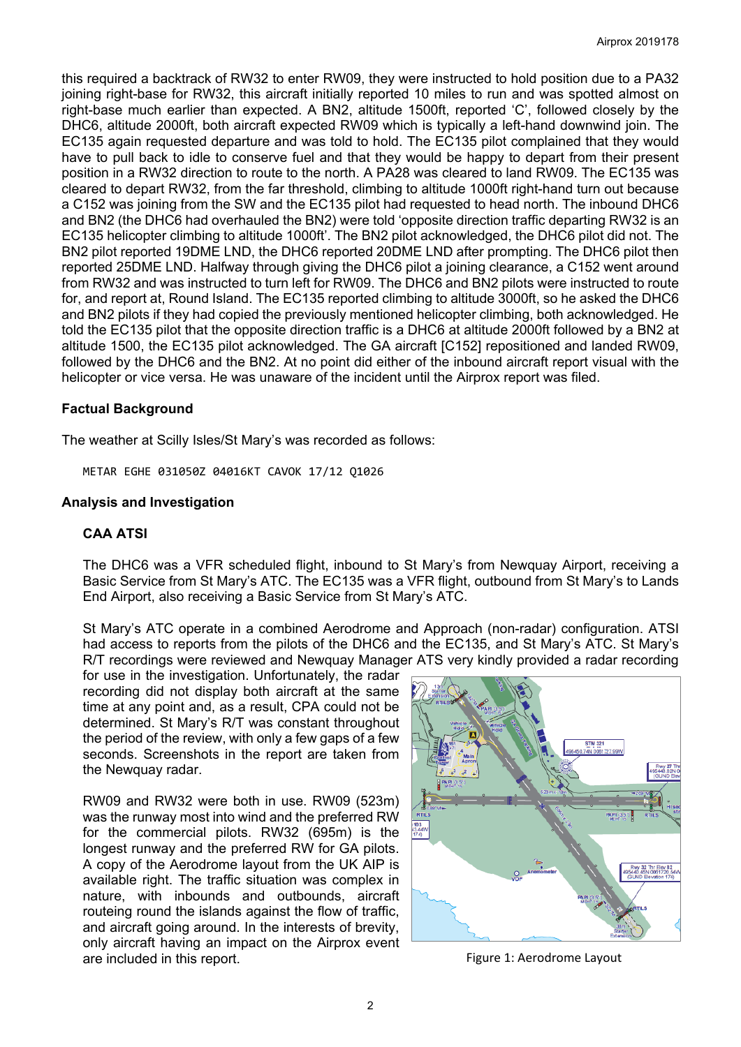this required a backtrack of RW32 to enter RW09, they were instructed to hold position due to a PA32 joining right-base for RW32, this aircraft initially reported 10 miles to run and was spotted almost on right-base much earlier than expected. A BN2, altitude 1500ft, reported 'C', followed closely by the DHC6, altitude 2000ft, both aircraft expected RW09 which is typically a left-hand downwind join. The EC135 again requested departure and was told to hold. The EC135 pilot complained that they would have to pull back to idle to conserve fuel and that they would be happy to depart from their present position in a RW32 direction to route to the north. A PA28 was cleared to land RW09. The EC135 was cleared to depart RW32, from the far threshold, climbing to altitude 1000ft right-hand turn out because a C152 was joining from the SW and the EC135 pilot had requested to head north. The inbound DHC6 and BN2 (the DHC6 had overhauled the BN2) were told 'opposite direction traffic departing RW32 is an EC135 helicopter climbing to altitude 1000ft'. The BN2 pilot acknowledged, the DHC6 pilot did not. The BN2 pilot reported 19DME LND, the DHC6 reported 20DME LND after prompting. The DHC6 pilot then reported 25DME LND. Halfway through giving the DHC6 pilot a joining clearance, a C152 went around from RW32 and was instructed to turn left for RW09. The DHC6 and BN2 pilots were instructed to route for, and report at, Round Island. The EC135 reported climbing to altitude 3000ft, so he asked the DHC6 and BN2 pilots if they had copied the previously mentioned helicopter climbing, both acknowledged. He told the EC135 pilot that the opposite direction traffic is a DHC6 at altitude 2000ft followed by a BN2 at altitude 1500, the EC135 pilot acknowledged. The GA aircraft [C152] repositioned and landed RW09, followed by the DHC6 and the BN2. At no point did either of the inbound aircraft report visual with the helicopter or vice versa. He was unaware of the incident until the Airprox report was filed.

## Factual Background

The weather at Scilly Isles/St Mary's was recorded as follows:

```
METAR EGHE 031050Z 04016KT CAVOK 17/12 Q1026
```

## Analysis and Investigation

### CAA ATSI

The DHC6 was a VFR scheduled flight, inbound to St Mary's from Newquay Airport, receiving a Basic Service from St Mary's ATC. The EC135 was a VFR flight, outbound from St Mary's to Lands End Airport, also receiving a Basic Service from St Mary's ATC.

St Mary's ATC operate in a combined Aerodrome and Approach (non-radar) configuration. ATSI had access to reports from the pilots of the DHC6 and the EC135, and St Mary's ATC. St Mary's R/T recordings were reviewed and Newquay Manager ATS very kindly provided a radar recording for use in the investigation. Unfortunately, the radar recording did not display both aircraft at the same time at any point and, as a result, CPA could not be determined. St Mary's R/T was constant throughout the period of the review, with only a few gaps of a few seconds. Screenshots in the report are taken from the Newquay radar.

RW09 and RW32 were both in use. RW09 (523m) was the runway most into wind and the preferred RW for the commercial pilots. RW32 (695m) is the longest runway and the preferred RW for GA pilots. A copy of the Aerodrome layout from the UK AIP is available right. The traffic situation was complex in nature, with inbounds and outbounds, aircraft routeing round the islands against the flow of traffic, and aircraft going around. In the interests of brevity, only aircraft having an impact on the Airprox event are included in this report.

Figure 1: Aerodrome Layout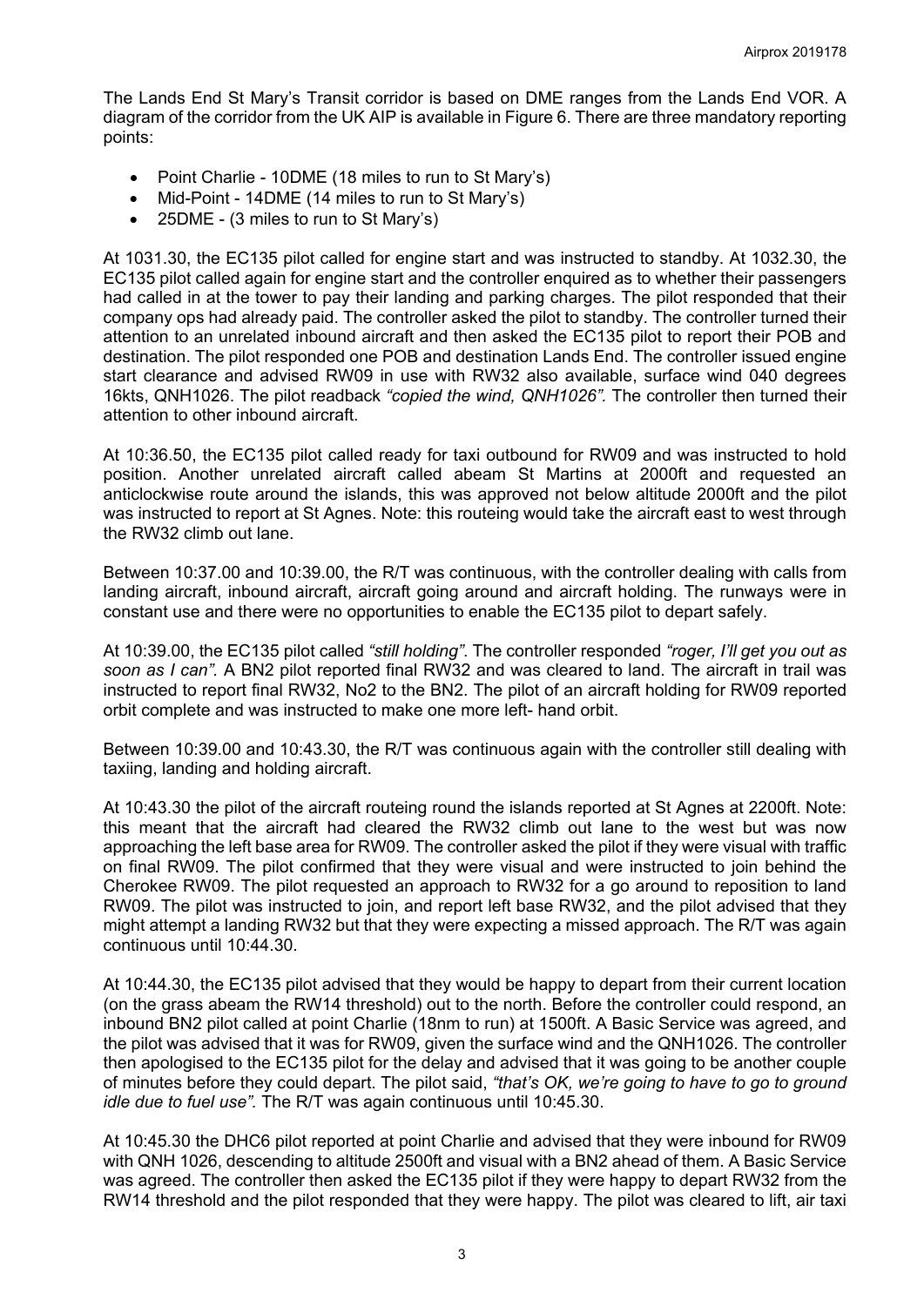The Lands End St Mary's Transit corridor is based on DME ranges from the Lands End VOR. A diagram of the corridor from the UK AIP is available in Figure 6. There are three mandatory reporting points:

- Point Charlie - 10DME (18 miles to run to St Mary's)
- Mid-Point - 14DME (14 miles to run to St Mary's)
- 25DME - (3 miles to run to St Mary's)

At 1031.30, the EC135 pilot called for engine start and was instructed to standby. At 1032.30, the EC135 pilot called again for engine start and the controller enquired as to whether their passengers had called in at the tower to pay their landing and parking charges. The pilot responded that their company ops had already paid. The controller asked the pilot to standby. The controller turned their attention to an unrelated inbound aircraft and then asked the EC135 pilot to report their POB and destination. The pilot responded one POB and destination Lands End. The controller issued engine start clearance and advised RW09 in use with RW32 also available, surface wind 040 degrees 16kts, QNH1026. The pilot readback *"copied the wind, QNH1026"*. The controller then turned their attention to other inbound aircraft.

At 10:36.50, the EC135 pilot called ready for taxi outbound for RW09 and was instructed to hold position. Another unrelated aircraft called abeam St Martins at 2000ft and requested an anticlockwise route around the islands, this was approved not below altitude 2000ft and the pilot was instructed to report at St Agnes. Note: this routeing would take the aircraft east to west through the RW32 climb out lane.

Between 10:37.00 and 10:39.00, the R/T was continuous, with the controller dealing with calls from landing aircraft, inbound aircraft, aircraft going around and aircraft holding. The runways were in constant use and there were no opportunities to enable the EC135 pilot to depart safely.

At 10:39.00, the EC135 pilot called *"still holding"*. The controller responded *"roger, I'll get you out as soon as I can"*. A BN2 pilot reported final RW32 and was cleared to land. The aircraft in trail was instructed to report final RW32, No2 to the BN2. The pilot of an aircraft holding for RW09 reported orbit complete and was instructed to make one more left- hand orbit.

Between 10:39.00 and 10:43.30, the R/T was continuous again with the controller still dealing with taxiing, landing and holding aircraft.

At 10:43.30 the pilot of the aircraft routeing round the islands reported at St Agnes at 2200ft. Note: this meant that the aircraft had cleared the RW32 climb out lane to the west but was now approaching the left base area for RW09. The controller asked the pilot if they were visual with traffic on final RW09. The pilot confirmed that they were visual and were instructed to join behind the Cherokee RW09. The pilot requested an approach to RW32 for a go around to reposition to land RW09. The pilot was instructed to join, and report left base RW32, and the pilot advised that they might attempt a landing RW32 but that they were expecting a missed approach. The R/T was again continuous until 10:44.30.

At 10:44.30, the EC135 pilot advised that they would be happy to depart from their current location (on the grass abeam the RW14 threshold) out to the north. Before the controller could respond, an inbound BN2 pilot called at point Charlie (18nm to run) at 1500ft. A Basic Service was agreed, and the pilot was advised that it was for RW09, given the surface wind and the QNH1026. The controller then apologised to the EC135 pilot for the delay and advised that it was going to be another couple of minutes before they could depart. The pilot said, *"that's OK, we're going to have to go to ground idle due to fuel use"*. The R/T was again continuous until 10:45.30.

At 10:45.30 the DHC6 pilot reported at point Charlie and advised that they were inbound for RW09 with QNH 1026, descending to altitude 2500ft and visual with a BN2 ahead of them. A Basic Service was agreed. The controller then asked the EC135 pilot if they were happy to depart RW32 from the RW14 threshold and the pilot responded that they were happy. The pilot was cleared to lift, air taxi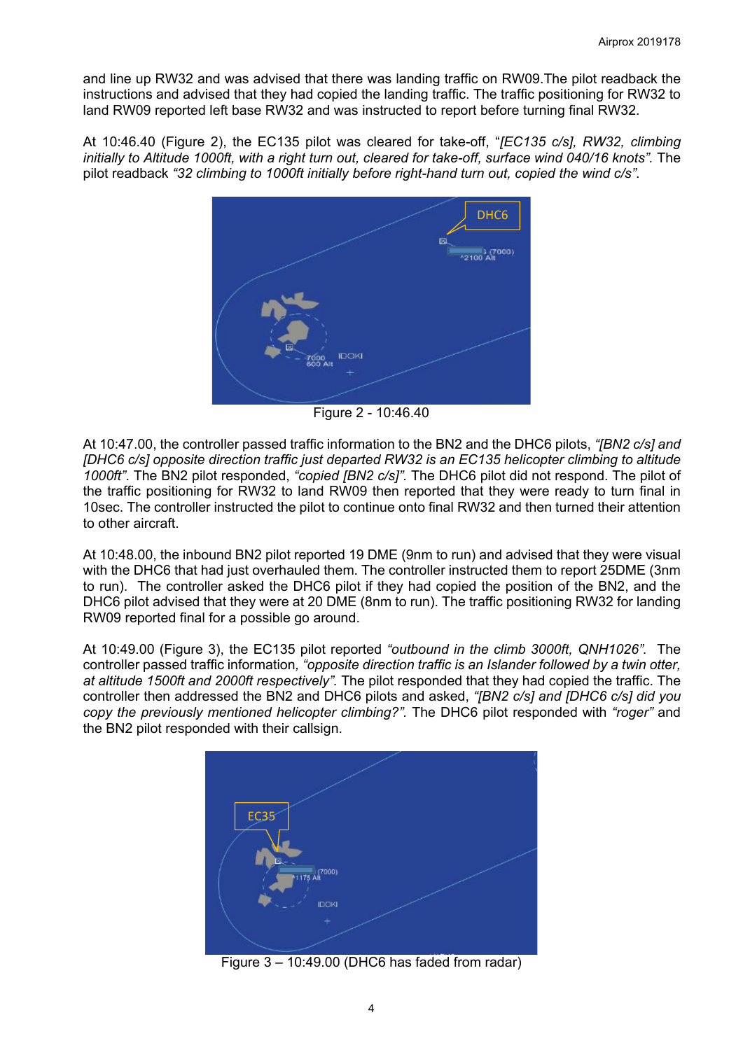and line up RW32 and was advised that there was landing traffic on RW09.The pilot readback the instructions and advised that they had copied the landing traffic. The traffic positioning for RW32 to land RW09 reported left base RW32 and was instructed to report before turning final RW32.

At 10:46.40 (Figure 2), the EC135 pilot was cleared for take-off, "*[EC135 c/s], RW32, climbing initially to Altitude 1000ft, with a right turn out, cleared for take-off, surface wind 040/16 knots".* The pilot readback *"32 climbing to 1000ft initially before right-hand turn out, copied the wind c/s"*.

Figure 2 - 10:46.40

At 10:47.00, the controller passed traffic information to the BN2 and the DHC6 pilots, *"[BN2 c/s] and [DHC6 c/s] opposite direction traffic just departed RW32 is an EC135 helicopter climbing to altitude 1000ft"*. The BN2 pilot responded, *"copied [BN2 c/s]"*. The DHC6 pilot did not respond. The pilot of the traffic positioning for RW32 to land RW09 then reported that they were ready to turn final in 10sec. The controller instructed the pilot to continue onto final RW32 and then turned their attention to other aircraft.

At 10:48.00, the inbound BN2 pilot reported 19 DME (9nm to run) and advised that they were visual with the DHC6 that had just overhauled them. The controller instructed them to report 25DME (3nm to run). The controller asked the DHC6 pilot if they had copied the position of the BN2, and the DHC6 pilot advised that they were at 20 DME (8nm to run). The traffic positioning RW32 for landing RW09 reported final for a possible go around.

At 10:49.00 (Figure 3), the EC135 pilot reported *"outbound in the climb 3000ft, QNH1026"*. The controller passed traffic information, *"opposite direction traffic is an Islander followed by a twin otter, at altitude 1500ft and 2000ft respectively"*. The pilot responded that they had copied the traffic. The controller then addressed the BN2 and DHC6 pilots and asked, *"[BN2 c/s] and [DHC6 c/s] did you copy the previously mentioned helicopter climbing?"*. The DHC6 pilot responded with *"roger"* and the BN2 pilot responded with their callsign.

Figure 3 – 10:49.00 (DHC6 has faded from radar)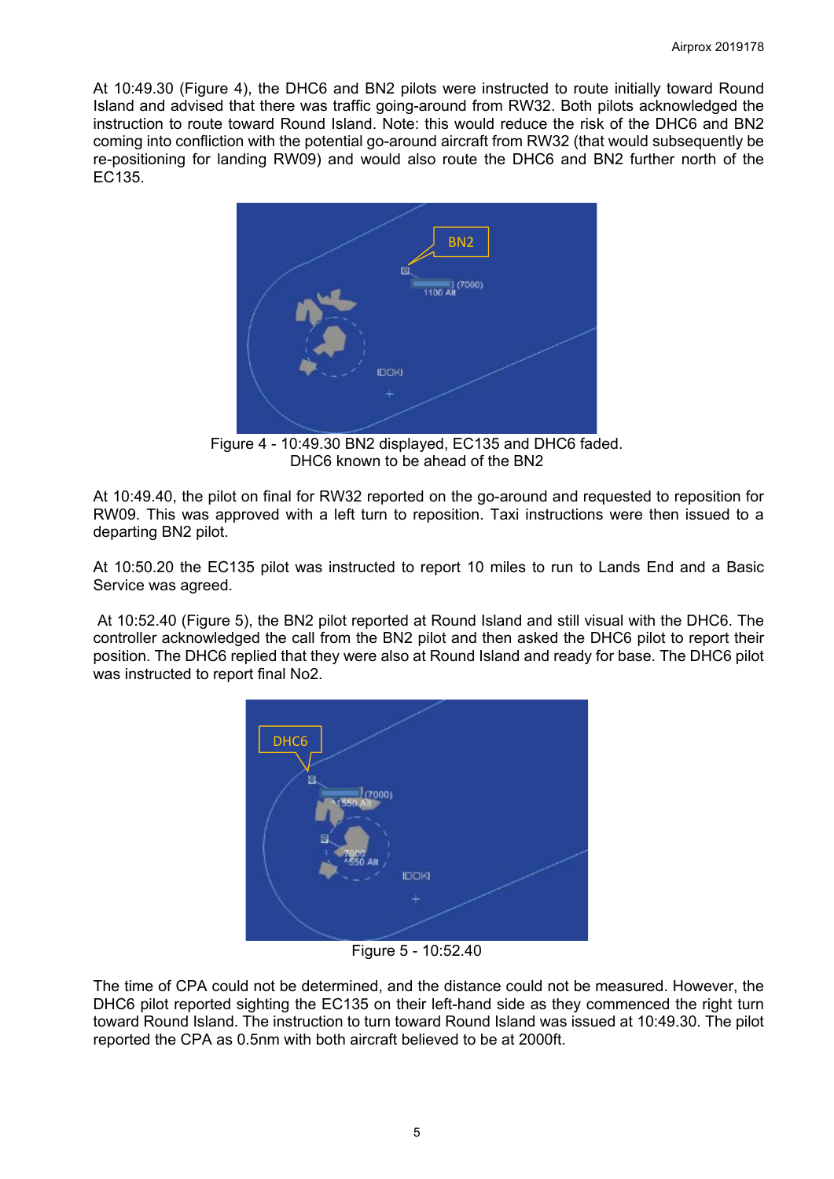At 10:49.30 (Figure 4), the DHC6 and BN2 pilots were instructed to route initially toward Round Island and advised that there was traffic going-around from RW32. Both pilots acknowledged the instruction to route toward Round Island. Note: this would reduce the risk of the DHC6 and BN2 coming into confliction with the potential go-around aircraft from RW32 (that would subsequently be re-positioning for landing RW09) and would also route the DHC6 and BN2 further north of the EC135.

Figure 4 - 10:49.30 BN2 displayed, EC135 and DHC6 faded. DHC6 known to be ahead of the BN2

At 10:49.40, the pilot on final for RW32 reported on the go-around and requested to reposition for RW09. This was approved with a left turn to reposition. Taxi instructions were then issued to a departing BN2 pilot.

At 10:50.20 the EC135 pilot was instructed to report 10 miles to run to Lands End and a Basic Service was agreed.

At 10:52.40 (Figure 5), the BN2 pilot reported at Round Island and still visual with the DHC6. The controller acknowledged the call from the BN2 pilot and then asked the DHC6 pilot to report their position. The DHC6 replied that they were also at Round Island and ready for base. The DHC6 pilot was instructed to report final No2.

Figure 5 - 10:52.40

The time of CPA could not be determined, and the distance could not be measured. However, the DHC6 pilot reported sighting the EC135 on their left-hand side as they commenced the right turn toward Round Island. The instruction to turn toward Round Island was issued at 10:49.30. The pilot reported the CPA as 0.5nm with both aircraft believed to be at 2000ft.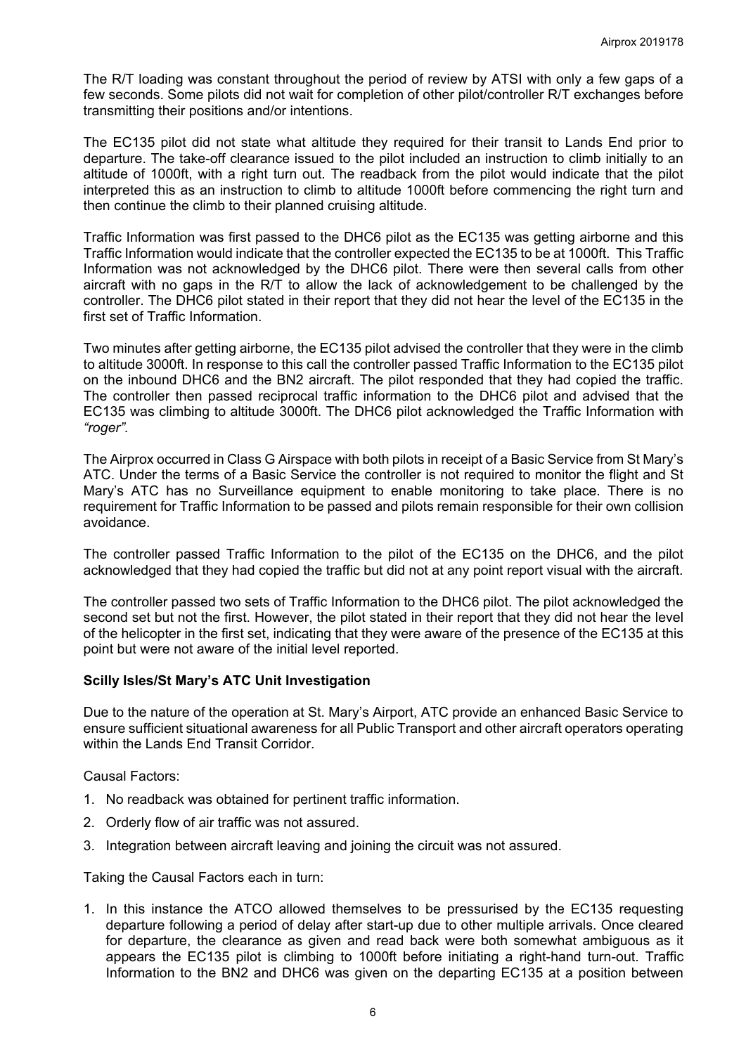The R/T loading was constant throughout the period of review by ATSI with only a few gaps of a few seconds. Some pilots did not wait for completion of other pilot/controller R/T exchanges before transmitting their positions and/or intentions.

The EC135 pilot did not state what altitude they required for their transit to Lands End prior to departure. The take-off clearance issued to the pilot included an instruction to climb initially to an altitude of 1000ft, with a right turn out. The readback from the pilot would indicate that the pilot interpreted this as an instruction to climb to altitude 1000ft before commencing the right turn and then continue the climb to their planned cruising altitude.

Traffic Information was first passed to the DHC6 pilot as the EC135 was getting airborne and this Traffic Information would indicate that the controller expected the EC135 to be at 1000ft. This Traffic Information was not acknowledged by the DHC6 pilot. There were then several calls from other aircraft with no gaps in the R/T to allow the lack of acknowledgement to be challenged by the controller. The DHC6 pilot stated in their report that they did not hear the level of the EC135 in the first set of Traffic Information.

Two minutes after getting airborne, the EC135 pilot advised the controller that they were in the climb to altitude 3000ft. In response to this call the controller passed Traffic Information to the EC135 pilot on the inbound DHC6 and the BN2 aircraft. The pilot responded that they had copied the traffic. The controller then passed reciprocal traffic information to the DHC6 pilot and advised that the EC135 was climbing to altitude 3000ft. The DHC6 pilot acknowledged the Traffic Information with *"roger"*.

The Airprox occurred in Class G Airspace with both pilots in receipt of a Basic Service from St Mary's ATC. Under the terms of a Basic Service the controller is not required to monitor the flight and St Mary's ATC has no Surveillance equipment to enable monitoring to take place. There is no requirement for Traffic Information to be passed and pilots remain responsible for their own collision avoidance.

The controller passed Traffic Information to the pilot of the EC135 on the DHC6, and the pilot acknowledged that they had copied the traffic but did not at any point report visual with the aircraft.

The controller passed two sets of Traffic Information to the DHC6 pilot. The pilot acknowledged the second set but not the first. However, the pilot stated in their report that they did not hear the level of the helicopter in the first set, indicating that they were aware of the presence of the EC135 at this point but were not aware of the initial level reported.

### Scilly Isles/St Mary's ATC Unit Investigation

Due to the nature of the operation at St. Mary's Airport, ATC provide an enhanced Basic Service to ensure sufficient situational awareness for all Public Transport and other aircraft operators operating within the Lands End Transit Corridor.

Causal Factors:

1. No readback was obtained for pertinent traffic information.
2. Orderly flow of air traffic was not assured.
3. Integration between aircraft leaving and joining the circuit was not assured.

Taking the Causal Factors each in turn:

1. In this instance the ATCO allowed themselves to be pressurised by the EC135 requesting departure following a period of delay after start-up due to other multiple arrivals. Once cleared for departure, the clearance as given and read back were both somewhat ambiguous as it appears the EC135 pilot is climbing to 1000ft before initiating a right-hand turn-out. Traffic Information to the BN2 and DHC6 was given on the departing EC135 at a position between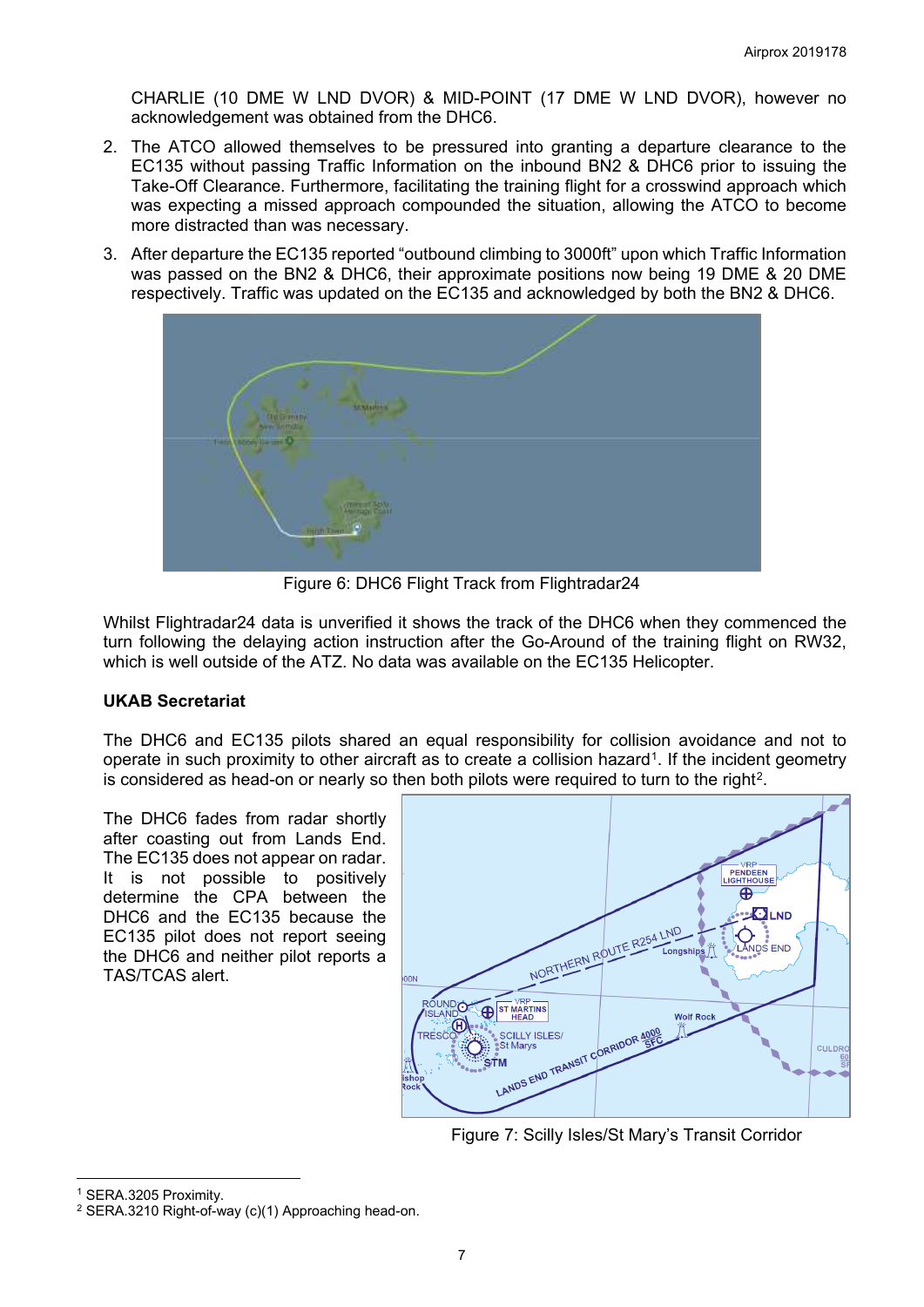CHARLIE (10 DME W LND DVOR) & MID-POINT (17 DME W LND DVOR), however no acknowledgement was obtained from the DHC6.

2. The ATCO allowed themselves to be pressured into granting a departure clearance to the EC135 without passing Traffic Information on the inbound BN2 & DHC6 prior to issuing the Take-Off Clearance. Furthermore, facilitating the training flight for a crosswind approach which was expecting a missed approach compounded the situation, allowing the ATCO to become more distracted than was necessary.

3. After departure the EC135 reported "outbound climbing to 3000ft" upon which Traffic Information was passed on the BN2 & DHC6, their approximate positions now being 19 DME & 20 DME respectively. Traffic was updated on the EC135 and acknowledged by both the BN2 & DHC6.

Figure 6: DHC6 Flight Track from Flightradar24

Whilst Flightradar24 data is unverified it shows the track of the DHC6 when they commenced the turn following the delaying action instruction after the Go-Around of the training flight on RW32, which is well outside of the ATZ. No data was available on the EC135 Helicopter.

**UKAB Secretariat**

The DHC6 and EC135 pilots shared an equal responsibility for collision avoidance and not to operate in such proximity to other aircraft as to create a collision hazard[1]. If the incident geometry is considered as head-on or nearly so then both pilots were required to turn to the right[2].

The DHC6 fades from radar shortly after coasting out from Lands End. The EC135 does not appear on radar. It is not possible to positively determine the CPA between the DHC6 and the EC135 because the EC135 pilot does not report seeing the DHC6 and neither pilot reports a TAS/TCAS alert.

Figure 7: Scilly Isles/St Mary's Transit Corridor

[1] SERA.3205 Proximity.

[2] SERA.3210 Right-of-way (c)(1) Approaching head-on.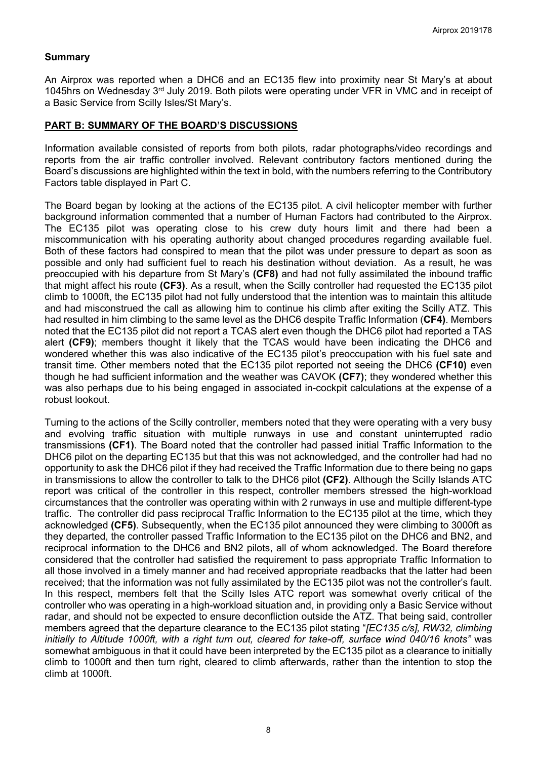## Summary

An Airprox was reported when a DHC6 and an EC135 flew into proximity near St Mary's at about 1045hrs on Wednesday 3rd July 2019. Both pilots were operating under VFR in VMC and in receipt of a Basic Service from Scilly Isles/St Mary's.

## PART B: SUMMARY OF THE BOARD'S DISCUSSIONS

Information available consisted of reports from both pilots, radar photographs/video recordings and reports from the air traffic controller involved. Relevant contributory factors mentioned during the Board's discussions are highlighted within the text in bold, with the numbers referring to the Contributory Factors table displayed in Part C.

The Board began by looking at the actions of the EC135 pilot. A civil helicopter member with further background information commented that a number of Human Factors had contributed to the Airprox. The EC135 pilot was operating close to his crew duty hours limit and there had been a miscommunication with his operating authority about changed procedures regarding available fuel. Both of these factors had conspired to mean that the pilot was under pressure to depart as soon as possible and only had sufficient fuel to reach his destination without deviation. As a result, he was preoccupied with his departure from St Mary's **(CF8)** and had not fully assimilated the inbound traffic that might affect his route **(CF3)**. As a result, when the Scilly controller had requested the EC135 pilot climb to 1000ft, the EC135 pilot had not fully understood that the intention was to maintain this altitude and had misconstrued the call as allowing him to continue his climb after exiting the Scilly ATZ. This had resulted in him climbing to the same level as the DHC6 despite Traffic Information (**CF4)**. Members noted that the EC135 pilot did not report a TCAS alert even though the DHC6 pilot had reported a TAS alert **(CF9)**; members thought it likely that the TCAS would have been indicating the DHC6 and wondered whether this was also indicative of the EC135 pilot's preoccupation with his fuel sate and transit time. Other members noted that the EC135 pilot reported not seeing the DHC6 **(CF10)** even though he had sufficient information and the weather was CAVOK **(CF7)**; they wondered whether this was also perhaps due to his being engaged in associated in-cockpit calculations at the expense of a robust lookout.

Turning to the actions of the Scilly controller, members noted that they were operating with a very busy and evolving traffic situation with multiple runways in use and constant uninterrupted radio transmissions **(CF1)**. The Board noted that the controller had passed initial Traffic Information to the DHC6 pilot on the departing EC135 but that this was not acknowledged, and the controller had had no opportunity to ask the DHC6 pilot if they had received the Traffic Information due to there being no gaps in transmissions to allow the controller to talk to the DHC6 pilot **(CF2)**. Although the Scilly Islands ATC report was critical of the controller in this respect, controller members stressed the high-workload circumstances that the controller was operating within with 2 runways in use and multiple different-type traffic. The controller did pass reciprocal Traffic Information to the EC135 pilot at the time, which they acknowledged **(CF5)**. Subsequently, when the EC135 pilot announced they were climbing to 3000ft as they departed, the controller passed Traffic Information to the EC135 pilot on the DHC6 and BN2, and reciprocal information to the DHC6 and BN2 pilots, all of whom acknowledged. The Board therefore considered that the controller had satisfied the requirement to pass appropriate Traffic Information to all those involved in a timely manner and had received appropriate readbacks that the latter had been received; that the information was not fully assimilated by the EC135 pilot was not the controller's fault. In this respect, members felt that the Scilly Isles ATC report was somewhat overly critical of the controller who was operating in a high-workload situation and, in providing only a Basic Service without radar, and should not be expected to ensure deconfliction outside the ATZ. That being said, controller members agreed that the departure clearance to the EC135 pilot stating "*[EC135 c/s], RW32, climbing initially to Altitude 1000ft, with a right turn out, cleared for take-off, surface wind 040/16 knots"* was somewhat ambiguous in that it could have been interpreted by the EC135 pilot as a clearance to initially climb to 1000ft and then turn right, cleared to climb afterwards, rather than the intention to stop the climb at 1000ft.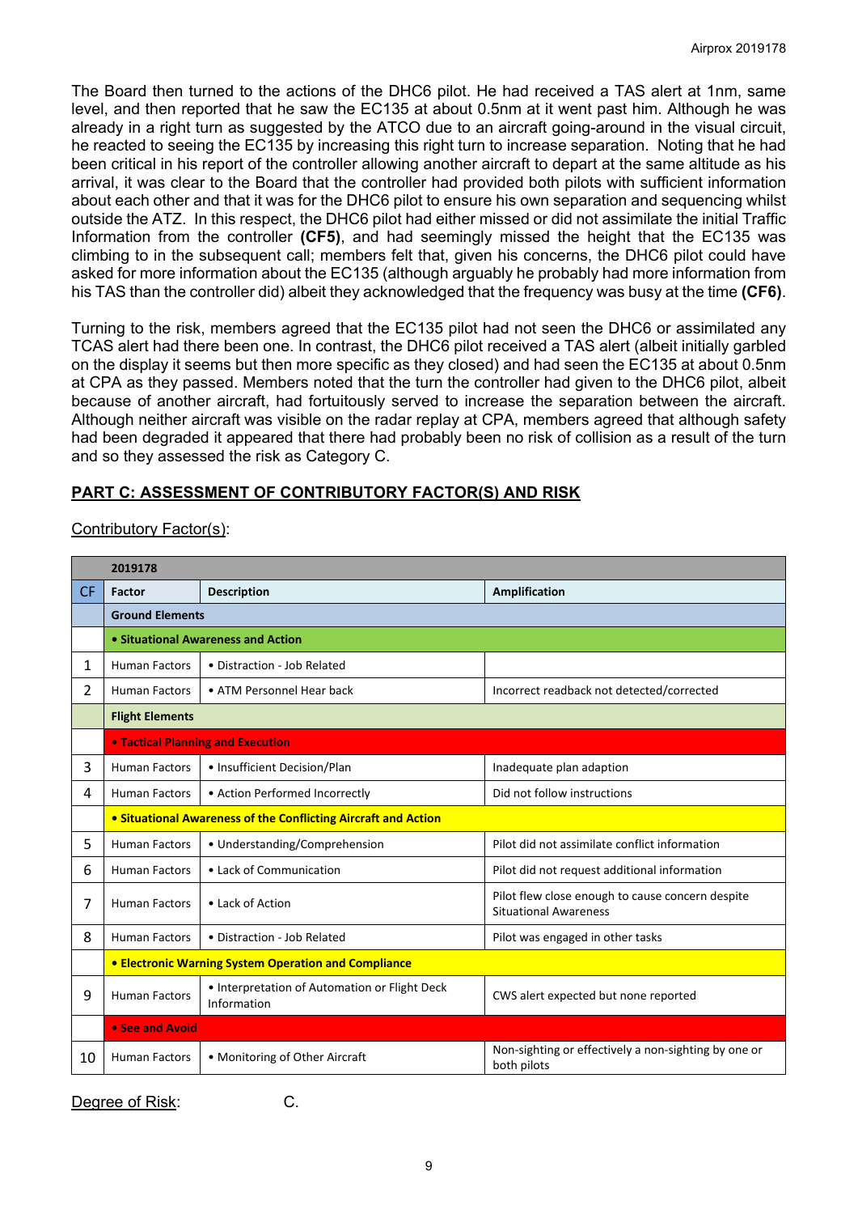The Board then turned to the actions of the DHC6 pilot. He had received a TAS alert at 1nm, same level, and then reported that he saw the EC135 at about 0.5nm at it went past him. Although he was already in a right turn as suggested by the ATCO due to an aircraft going-around in the visual circuit, he reacted to seeing the EC135 by increasing this right turn to increase separation. Noting that he had been critical in his report of the controller allowing another aircraft to depart at the same altitude as his arrival, it was clear to the Board that the controller had provided both pilots with sufficient information about each other and that it was for the DHC6 pilot to ensure his own separation and sequencing whilst outside the ATZ. In this respect, the DHC6 pilot had either missed or did not assimilate the initial Traffic Information from the controller **(CF5)**, and had seemingly missed the height that the EC135 was climbing to in the subsequent call; members felt that, given his concerns, the DHC6 pilot could have asked for more information about the EC135 (although arguably he probably had more information from his TAS than the controller did) albeit they acknowledged that the frequency was busy at the time **(CF6)**.

Turning to the risk, members agreed that the EC135 pilot had not seen the DHC6 or assimilated any TCAS alert had there been one. In contrast, the DHC6 pilot received a TAS alert (albeit initially garbled on the display it seems but then more specific as they closed) and had seen the EC135 at about 0.5nm at CPA as they passed. Members noted that the turn the controller had given to the DHC6 pilot, albeit because of another aircraft, had fortuitously served to increase the separation between the aircraft. Although neither aircraft was visible on the radar replay at CPA, members agreed that although safety had been degraded it appeared that there had probably been no risk of collision as a result of the turn and so they assessed the risk as Category C.

## PART C: ASSESSMENT OF CONTRIBUTORY FACTOR(S) AND RISK

Contributory Factor(s):

| | 2019178 | | |
|---|---|---|---|
| CF | Factor | Description | Amplification |
| | **Ground Elements** | | |
| | **• Situational Awareness and Action** | | |
| 1 | Human Factors | • Distraction - Job Related | |
| 2 | Human Factors | • ATM Personnel Hear back | Incorrect readback not detected/corrected |
| | **Flight Elements** | | |
| | **• Tactical Planning and Execution** | | |
| 3 | Human Factors | • Insufficient Decision/Plan | Inadequate plan adaption |
| 4 | Human Factors | • Action Performed Incorrectly | Did not follow instructions |
| | **• Situational Awareness of the Conflicting Aircraft and Action** | | |
| 5 | Human Factors | • Understanding/Comprehension | Pilot did not assimilate conflict information |
| 6 | Human Factors | • Lack of Communication | Pilot did not request additional information |
| 7 | Human Factors | • Lack of Action | Pilot flew close enough to cause concern despite Situational Awareness |
| 8 | Human Factors | • Distraction - Job Related | Pilot was engaged in other tasks |
| | **• Electronic Warning System Operation and Compliance** | | |
| 9 | Human Factors | • Interpretation of Automation or Flight Deck Information | CWS alert expected but none reported |
| | **• See and Avoid** | | |
| 10 | Human Factors | • Monitoring of Other Aircraft | Non-sighting or effectively a non-sighting by one or both pilots |

Degree of Risk: C.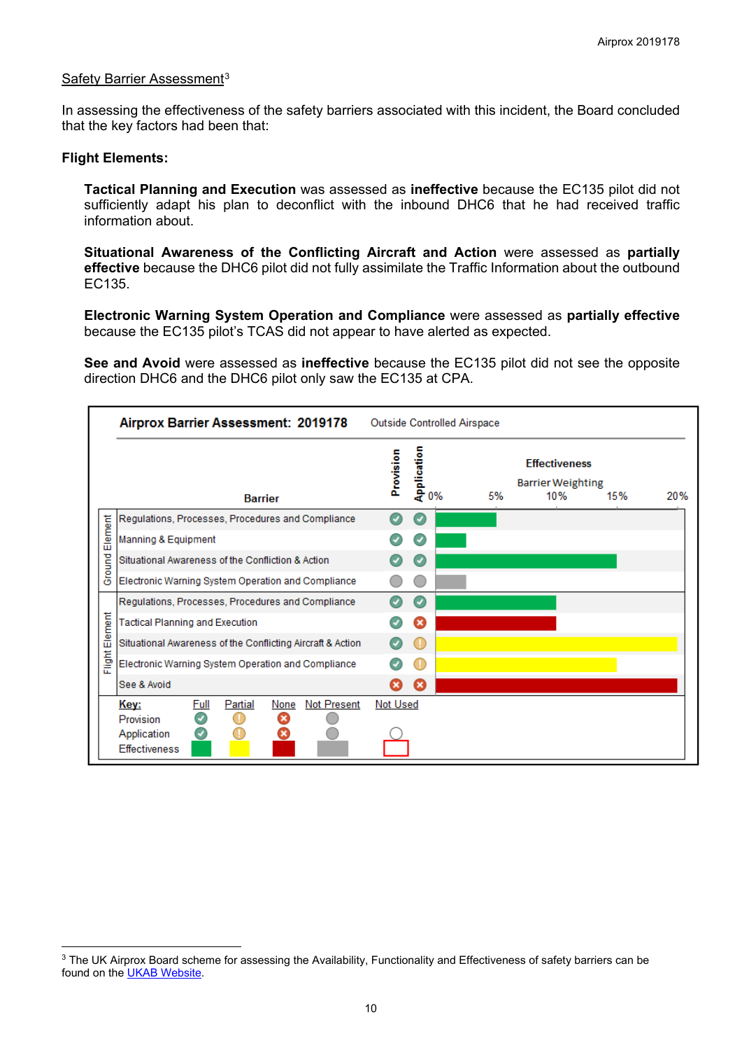Safety Barrier Assessment[3]

In assessing the effectiveness of the safety barriers associated with this incident, the Board concluded that the key factors had been that:

**Flight Elements:**

**Tactical Planning and Execution** was assessed as **ineffective** because the EC135 pilot did not sufficiently adapt his plan to deconflict with the inbound DHC6 that he had received traffic information about.

**Situational Awareness of the Conflicting Aircraft and Action** were assessed as **partially effective** because the DHC6 pilot did not fully assimilate the Traffic Information about the outbound EC135.

**Electronic Warning System Operation and Compliance** were assessed as **partially effective** because the EC135 pilot's TCAS did not appear to have alerted as expected.

**See and Avoid** were assessed as **ineffective** because the EC135 pilot did not see the opposite direction DHC6 and the DHC6 pilot only saw the EC135 at CPA.

**Airprox Barrier Assessment: 2019178**

Outside Controlled Airspace

Barrier

Provision

Application

Effectiveness

Barrier Weighting

0%

5%

10%

15%

20%

Ground Element

Regulations, Processes, Procedures and Compliance

Manning & Equipment

Situational Awareness of the Confliction & Action

Electronic Warning System Operation and Compliance

Flight Element

Regulations, Processes, Procedures and Compliance

Tactical Planning and Execution

Situational Awareness of the Conflicting Aircraft & Action

Electronic Warning System Operation and Compliance

See & Avoid

Key:

Full

Partial

None

Not Present

Not Used

Provision

Application

Effectiveness

[3] The UK Airprox Board scheme for assessing the Availability, Functionality and Effectiveness of safety barriers can be found on the UKAB Website.